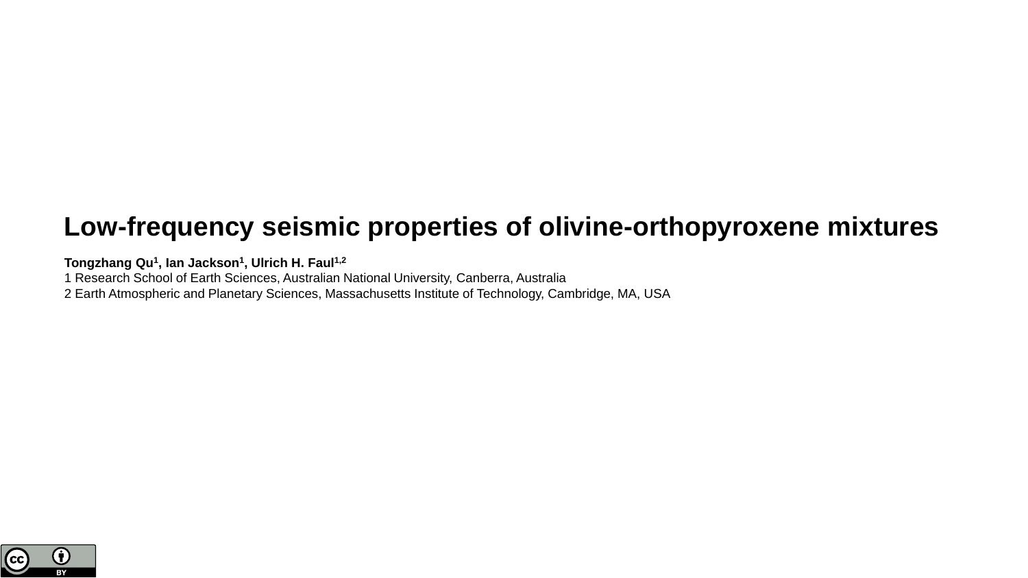# Low-frequency seismic properties of olivine-orthopyroxene mixtures

**Tongzhang Qu[1], Ian Jackson[1], Ulrich H. Faul[1,2]**

1 Research School of Earth Sciences, Australian National University, Canberra, Australia

2 Earth Atmospheric and Planetary Sciences, Massachusetts Institute of Technology, Cambridge, MA, USA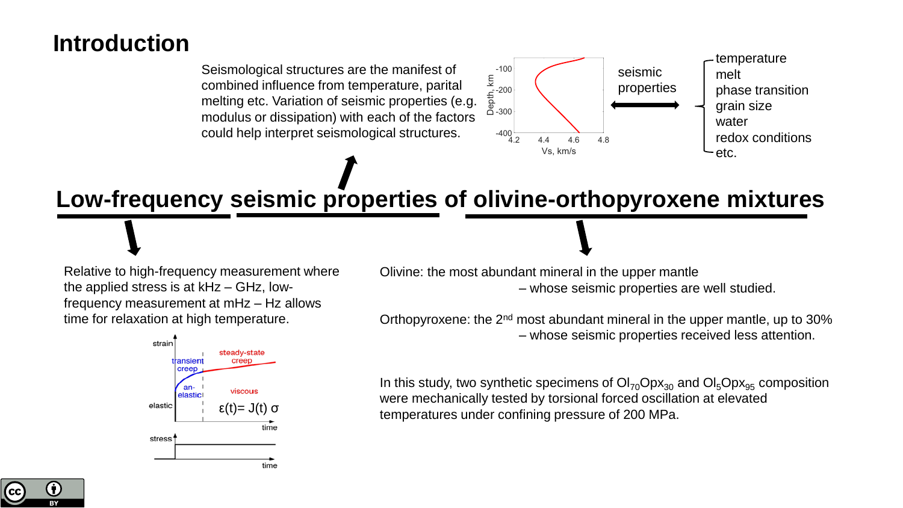# Introduction

Seismological structures are the manifest of combined influence from temperature, parital melting etc. Variation of seismic properties (e.g. modulus or dissipation) with each of the factors could help interpret seismological structures.

seismic properties ⟷

- temperature
- melt
- phase transition
- grain size
- water
- redox conditions
- etc.

## Low-frequency seismic properties of olivine-orthopyroxene mixtures

Relative to high-frequency measurement where the applied stress is at kHz – GHz, low-frequency measurement at mHz – Hz allows time for relaxation at high temperature.

$$\varepsilon(t) = J(t)\ \sigma$$

Olivine: the most abundant mineral in the upper mantle – whose seismic properties are well studied.

Orthopyroxene: the 2nd most abundant mineral in the upper mantle, up to 30% – whose seismic properties received less attention.

In this study, two synthetic specimens of $Ol_{70}Opx_{30}$ and $Ol_{5}Opx_{95}$ composition were mechanically tested by torsional forced oscillation at elevated temperatures under confining pressure of 200 MPa.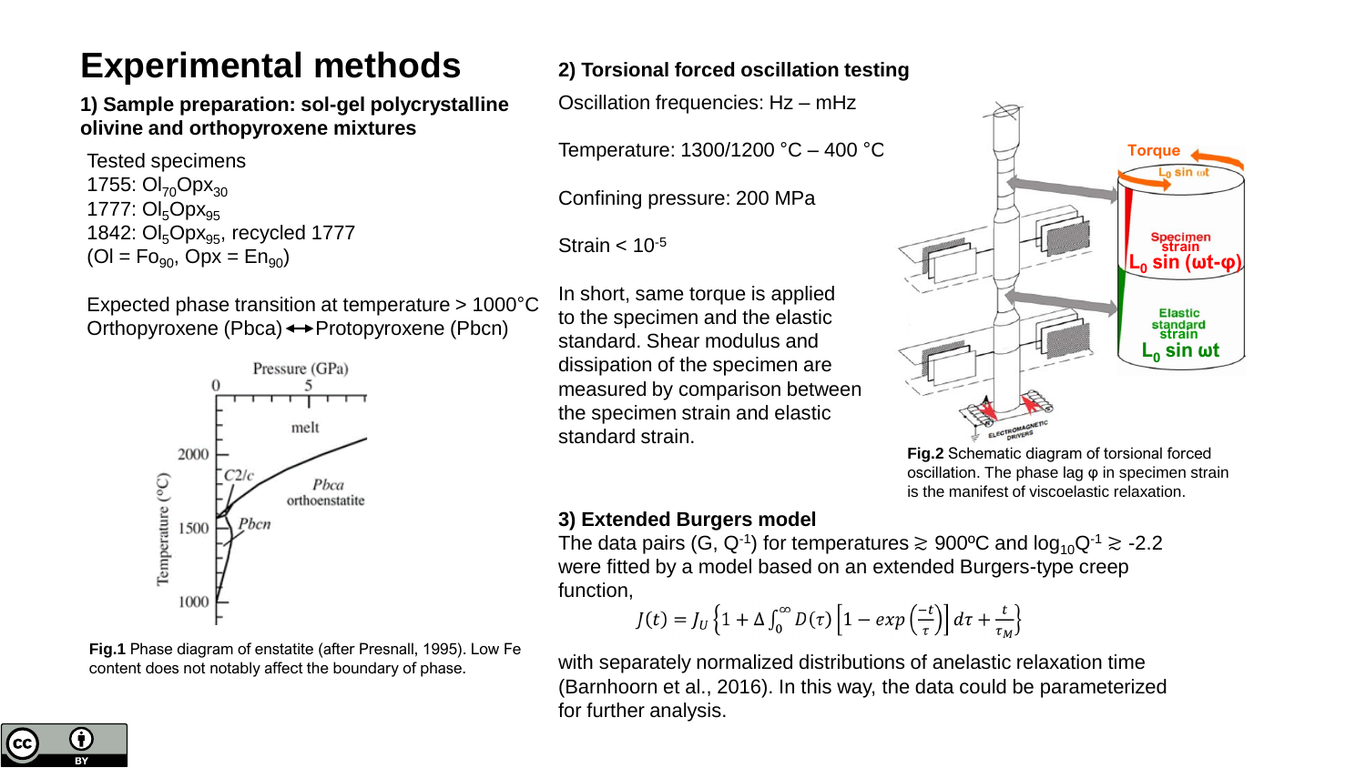# Experimental methods

## 1) Sample preparation: sol-gel polycrystalline olivine and orthopyroxene mixtures

Tested specimens
1755: $Ol_{70}Opx_{30}$
1777: $Ol_{5}Opx_{95}$
1842: $Ol_{5}Opx_{95}$, recycled 1777
(Ol = $Fo_{90}$, Opx = $En_{90}$)

Expected phase transition at temperature > 1000°C
Orthopyroxene (Pbca) ↔ Protopyroxene (Pbcn)

**Fig.1** Phase diagram of enstatite (after Presnall, 1995). Low Fe content does not notably affect the boundary of phase.

## 2) Torsional forced oscillation testing

Oscillation frequencies: Hz – mHz

Temperature: 1300/1200 °C – 400 °C

Confining pressure: 200 MPa

Strain < $10^{-5}$

In short, same torque is applied to the specimen and the elastic standard. Shear modulus and dissipation of the specimen are measured by comparison between the specimen strain and elastic standard strain.

**Fig.2** Schematic diagram of torsional forced oscillation. The phase lag φ in specimen strain is the manifest of viscoelastic relaxation.

## 3) Extended Burgers model

The data pairs (G, $Q^{-1}$) for temperatures ≳ 900ºC and $\log_{10}Q^{-1} \gtrsim -2.2$ were fitted by a model based on an extended Burgers-type creep function,

$$J(t) = J_U \left\{1 + \Delta \int_0^{\infty} D(\tau) \left[1 - exp\left(\frac{-t}{\tau}\right)\right] d\tau + \frac{t}{\tau_M}\right\}$$

with separately normalized distributions of anelastic relaxation time (Barnhoorn et al., 2016). In this way, the data could be parameterized for further analysis.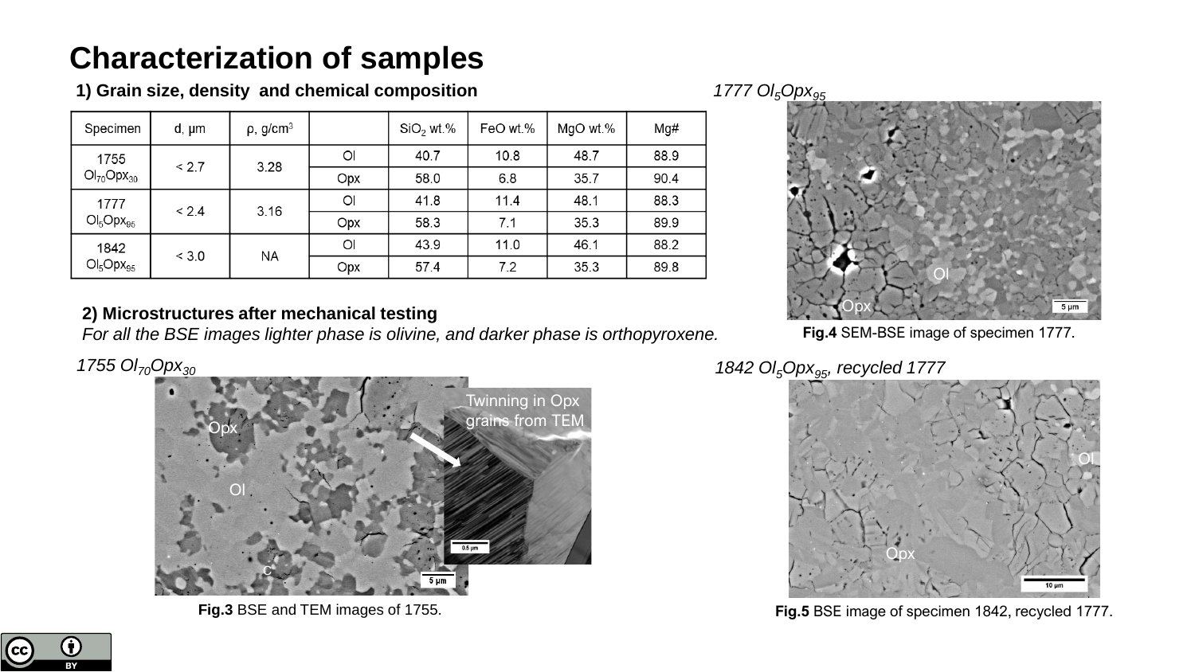# Characterization of samples

## 1) Grain size, density and chemical composition

| Specimen | d, μm | ρ, g/cm$^3$ | | $SiO_2$ wt.% | FeO wt.% | MgO wt.% | Mg# |
|---|---|---|---|---|---|---|---|
| 1755 $Ol_{70}Opx_{30}$ | < 2.7 | 3.28 | Ol | 40.7 | 10.8 | 48.7 | 88.9 |
| | | | Opx | 58.0 | 6.8 | 35.7 | 90.4 |
| 1777 $Ol_5Opx_{95}$ | < 2.4 | 3.16 | Ol | 41.8 | 11.4 | 48.1 | 88.3 |
| | | | Opx | 58.3 | 7.1 | 35.3 | 89.9 |
| 1842 $Ol_5Opx_{95}$ | < 3.0 | NA | Ol | 43.9 | 11.0 | 46.1 | 88.2 |
| | | | Opx | 57.4 | 7.2 | 35.3 | 89.8 |

*1777 $Ol_5Opx_{95}$*

**Fig.4** SEM-BSE image of specimen 1777.

## 2) Microstructures after mechanical testing

*For all the BSE images lighter phase is olivine, and darker phase is orthopyroxene.*

*1755 $Ol_{70}Opx_{30}$*

**Fig.3** BSE and TEM images of 1755.

*1842 $Ol_5Opx_{95}$, recycled 1777*

**Fig.5** BSE image of specimen 1842, recycled 1777.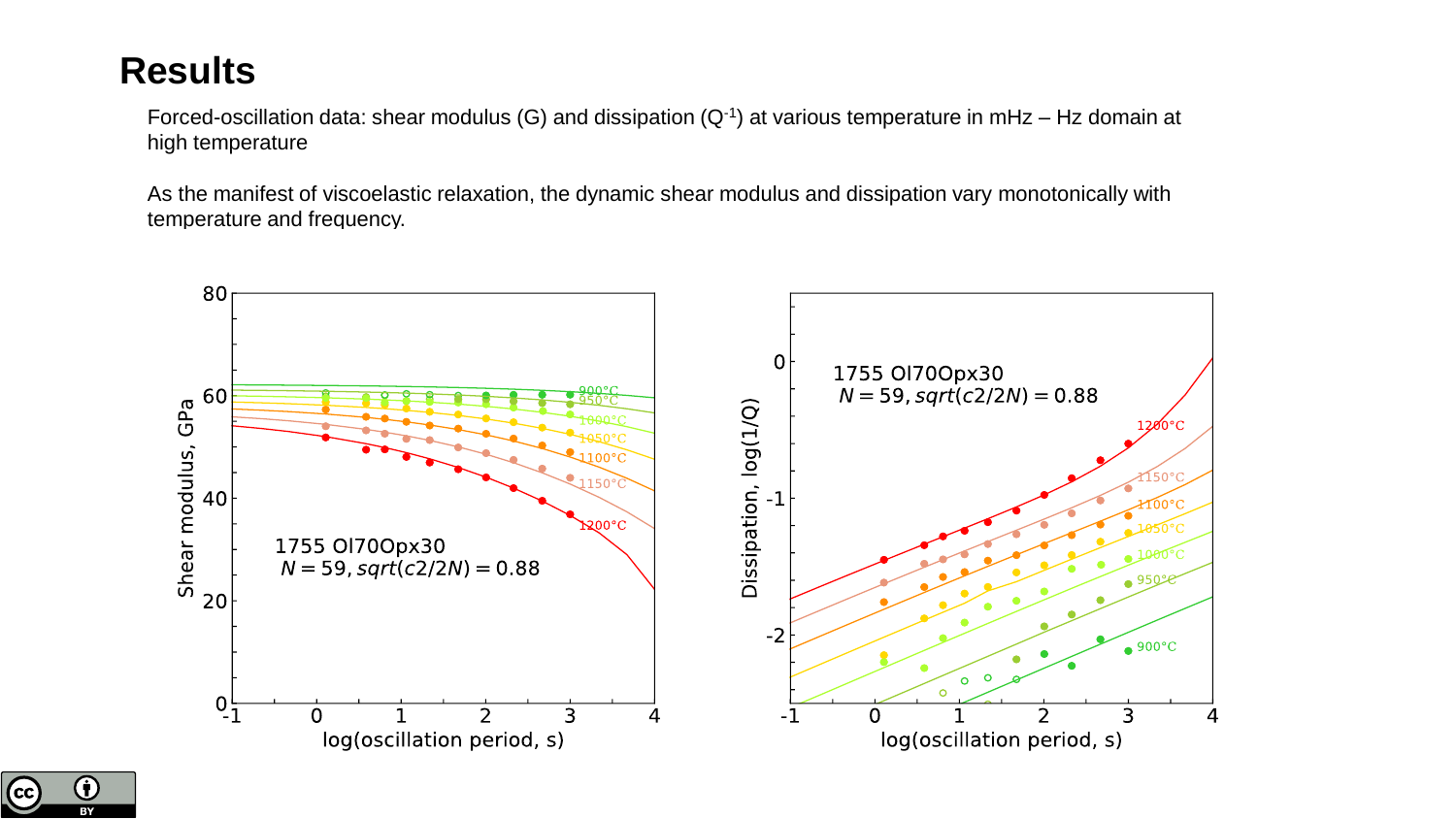# Results

Forced-oscillation data: shear modulus (G) and dissipation ($Q^{-1}$) at various temperature in mHz – Hz domain at high temperature

As the manifest of viscoelastic relaxation, the dynamic shear modulus and dissipation vary monotonically with temperature and frequency.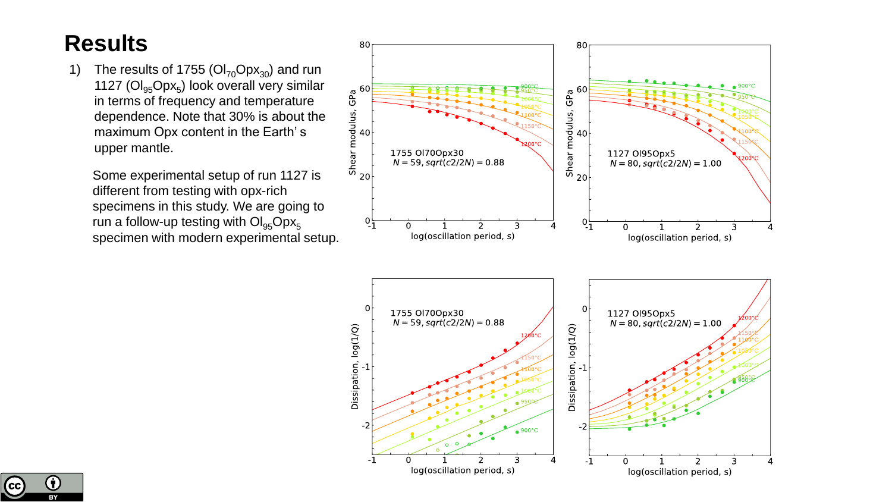# Results

1) The results of 1755 ($Ol_{70}Opx_{30}$) and run 1127 ($Ol_{95}Opx_5$) look overall very similar in terms of frequency and temperature dependence. Note that 30% is about the maximum Opx content in the Earth's upper mantle.

Some experimental setup of run 1127 is different from testing with opx-rich specimens in this study. We are going to run a follow-up testing with $Ol_{95}Opx_5$ specimen with modern experimental setup.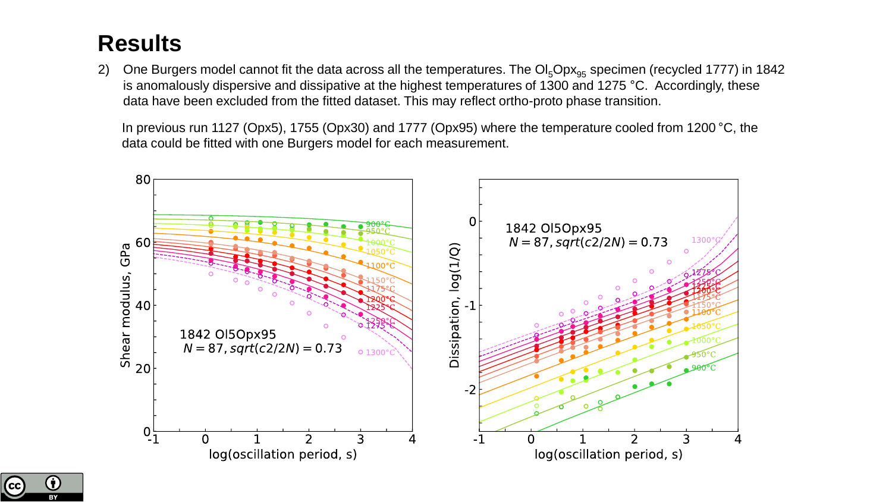# Results

2) One Burgers model cannot fit the data across all the temperatures. The $Ol_5Opx_{95}$ specimen (recycled 1777) in 1842 is anomalously dispersive and dissipative at the highest temperatures of 1300 and 1275 °C. Accordingly, these data have been excluded from the fitted dataset. This may reflect ortho-proto phase transition.

In previous run 1127 (Opx5), 1755 (Opx30) and 1777 (Opx95) where the temperature cooled from 1200 °C, the data could be fitted with one Burgers model for each measurement.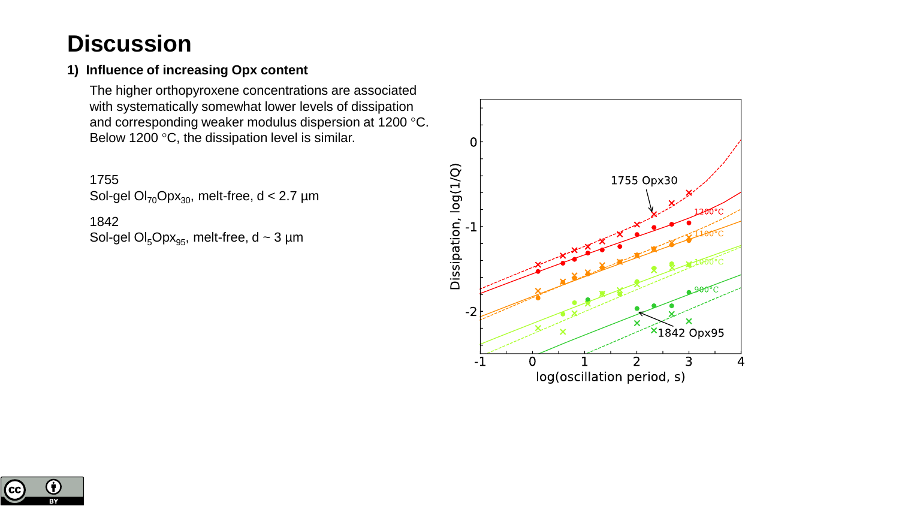# Discussion

## 1) Influence of increasing Opx content

The higher orthopyroxene concentrations are associated with systematically somewhat lower levels of dissipation and corresponding weaker modulus dispersion at 1200 °C. Below 1200 °C, the dissipation level is similar.

1755
Sol-gel $Ol_{70}Opx_{30}$, melt-free, d < 2.7 µm

1842
Sol-gel $Ol_{5}Opx_{95}$, melt-free, d ~ 3 µm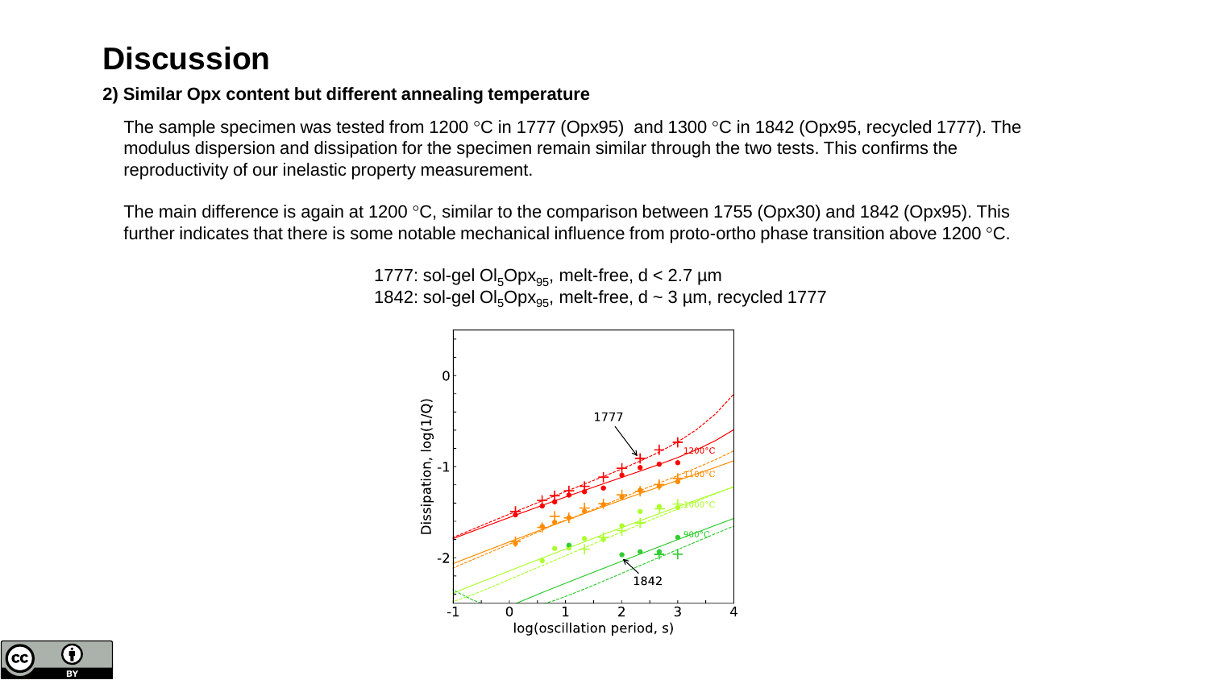# Discussion

**2) Similar Opx content but different annealing temperature**

The sample specimen was tested from 1200 °C in 1777 (Opx95) and 1300 °C in 1842 (Opx95, recycled 1777). The modulus dispersion and dissipation for the specimen remain similar through the two tests. This confirms the reproductivity of our inelastic property measurement.

The main difference is again at 1200 °C, similar to the comparison between 1755 (Opx30) and 1842 (Opx95). This further indicates that there is some notable mechanical influence from proto-ortho phase transition above 1200 °C.

1777: sol-gel $Ol_5Opx_{95}$, melt-free, d < 2.7 μm
1842: sol-gel $Ol_5Opx_{95}$, melt-free, d ~ 3 μm, recycled 1777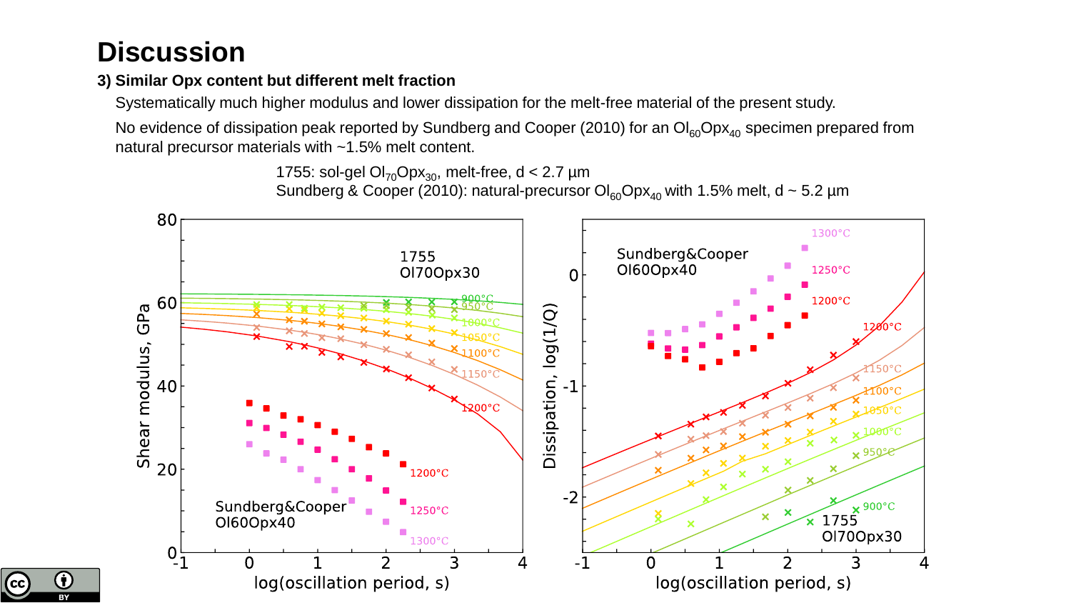# Discussion

**3) Similar Opx content but different melt fraction**

Systematically much higher modulus and lower dissipation for the melt-free material of the present study.

No evidence of dissipation peak reported by Sundberg and Cooper (2010) for an $Ol_{60}Opx_{40}$ specimen prepared from natural precursor materials with ~1.5% melt content.

1755: sol-gel $Ol_{70}Opx_{30}$, melt-free, d < 2.7 µm
Sundberg & Cooper (2010): natural-precursor $Ol_{60}Opx_{40}$ with 1.5% melt, d ~ 5.2 µm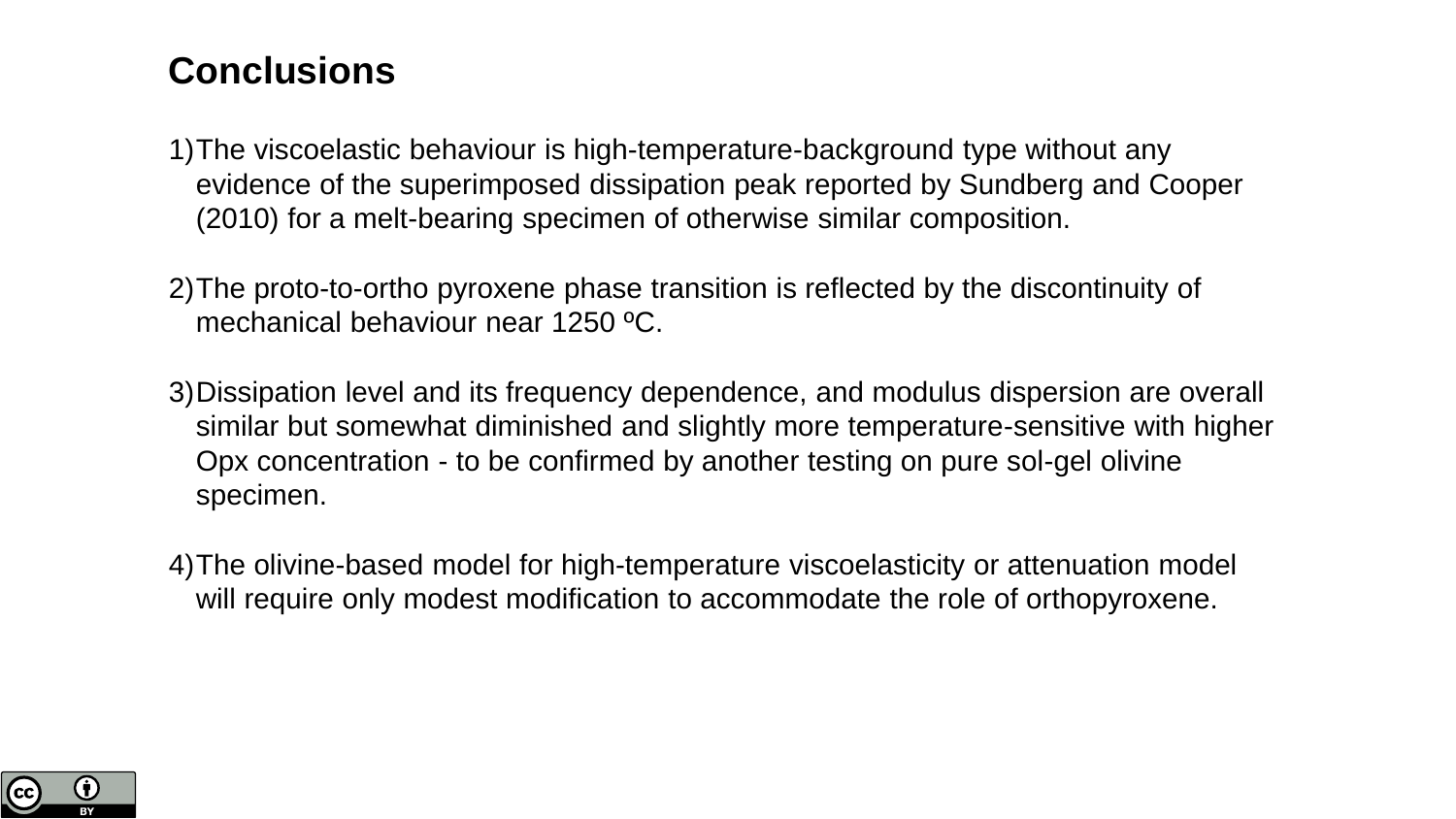## Conclusions

1) The viscoelastic behaviour is high-temperature-background type without any evidence of the superimposed dissipation peak reported by Sundberg and Cooper (2010) for a melt-bearing specimen of otherwise similar composition.

2) The proto-to-ortho pyroxene phase transition is reflected by the discontinuity of mechanical behaviour near 1250 ºC.

3) Dissipation level and its frequency dependence, and modulus dispersion are overall similar but somewhat diminished and slightly more temperature-sensitive with higher Opx concentration - to be confirmed by another testing on pure sol-gel olivine specimen.

4) The olivine-based model for high-temperature viscoelasticity or attenuation model will require only modest modification to accommodate the role of orthopyroxene.